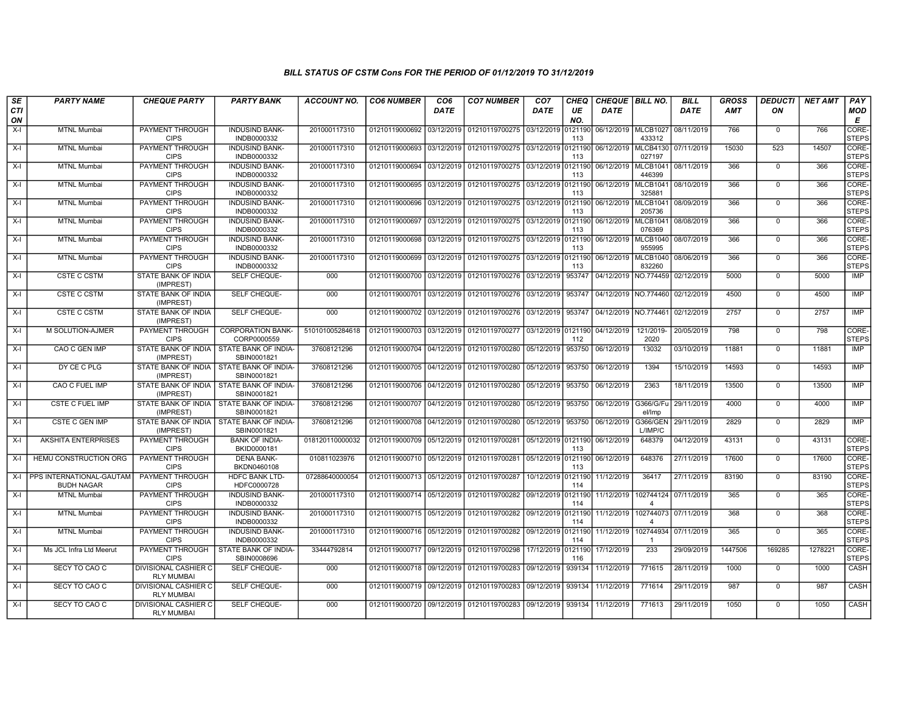### BILL STATUS OF CSTM Cons FOR THE PERIOD OF 01/12/2019 TO 31/12/2019

| SECTION | PARTY NAME | CHEQUE PARTY | PARTY BANK | ACCOUNT NO. | CO6 NUMBER | CO6 DATE | CO7 NUMBER | CO7 DATE | CHEQUE NO. | CHEQUE DATE | BILL NO. | BILL DATE | GROSS AMT | DEDUCTION | NET AMT | PAY MODE |
|---|---|---|---|---|---|---|---|---|---|---|---|---|---|---|---|---|
| X-I | MTNL Mumbai | PAYMENT THROUGH CIPS | INDUSIND BANK-INDB0000332 | 201000117310 | 01210119000692 | 03/12/2019 | 01210119700275 | 03/12/2019 | 0121190113 | 06/12/2019 | MLCB1027433312 | 08/11/2019 | 766 | 0 | 766 | CORE-STEPS |
| X-I | MTNL Mumbai | PAYMENT THROUGH CIPS | INDUSIND BANK-INDB0000332 | 201000117310 | 01210119000693 | 03/12/2019 | 01210119700275 | 03/12/2019 | 0121190113 | 06/12/2019 | MLCB4130027197 | 07/11/2019 | 15030 | 523 | 14507 | CORE-STEPS |
| X-I | MTNL Mumbai | PAYMENT THROUGH CIPS | INDUSIND BANK-INDB0000332 | 201000117310 | 01210119000694 | 03/12/2019 | 01210119700275 | 03/12/2019 | 0121190113 | 06/12/2019 | MLCB1041446399 | 08/11/2019 | 366 | 0 | 366 | CORE-STEPS |
| X-I | MTNL Mumbai | PAYMENT THROUGH CIPS | INDUSIND BANK-INDB0000332 | 201000117310 | 01210119000695 | 03/12/2019 | 01210119700275 | 03/12/2019 | 0121190113 | 06/12/2019 | MLCB1041325881 | 08/10/2019 | 366 | 0 | 366 | CORE-STEPS |
| X-I | MTNL Mumbai | PAYMENT THROUGH CIPS | INDUSIND BANK-INDB0000332 | 201000117310 | 01210119000696 | 03/12/2019 | 01210119700275 | 03/12/2019 | 0121190113 | 06/12/2019 | MLCB1041205736 | 08/09/2019 | 366 | 0 | 366 | CORE-STEPS |
| X-I | MTNL Mumbai | PAYMENT THROUGH CIPS | INDUSIND BANK-INDB0000332 | 201000117310 | 01210119000697 | 03/12/2019 | 01210119700275 | 03/12/2019 | 0121190113 | 06/12/2019 | MLCB1041076369 | 08/08/2019 | 366 | 0 | 366 | CORE-STEPS |
| X-I | MTNL Mumbai | PAYMENT THROUGH CIPS | INDUSIND BANK-INDB0000332 | 201000117310 | 01210119000698 | 03/12/2019 | 01210119700275 | 03/12/2019 | 0121190113 | 06/12/2019 | MLCB1040955995 | 08/07/2019 | 366 | 0 | 366 | CORE-STEPS |
| X-I | MTNL Mumbai | PAYMENT THROUGH CIPS | INDUSIND BANK-INDB0000332 | 201000117310 | 01210119000699 | 03/12/2019 | 01210119700275 | 03/12/2019 | 0121190113 | 06/12/2019 | MLCB1040832260 | 08/06/2019 | 366 | 0 | 366 | CORE-STEPS |
| X-I | CSTE C CSTM | STATE BANK OF INDIA (IMPREST) | SELF CHEQUE- | 000 | 01210119000700 | 03/12/2019 | 01210119700276 | 03/12/2019 | 953747 | 04/12/2019 | NO.774459 | 02/12/2019 | 5000 | 0 | 5000 | IMP |
| X-I | CSTE C CSTM | STATE BANK OF INDIA (IMPREST) | SELF CHEQUE- | 000 | 01210119000701 | 03/12/2019 | 01210119700276 | 03/12/2019 | 953747 | 04/12/2019 | NO.774460 | 02/12/2019 | 4500 | 0 | 4500 | IMP |
| X-I | CSTE C CSTM | STATE BANK OF INDIA (IMPREST) | SELF CHEQUE- | 000 | 01210119000702 | 03/12/2019 | 01210119700276 | 03/12/2019 | 953747 | 04/12/2019 | NO.774461 | 02/12/2019 | 2757 | 0 | 2757 | IMP |
| X-I | M SOLUTION-AJMER | PAYMENT THROUGH CIPS | CORPORATION BANK-CORP0000559 | 510101005284618 | 01210119000703 | 03/12/2019 | 01210119700277 | 03/12/2019 | 0121190112 | 04/12/2019 | 121/2019-2020 | 20/05/2019 | 798 | 0 | 798 | CORE-STEPS |
| X-I | CAO C GEN IMP | STATE BANK OF INDIA (IMPREST) | STATE BANK OF INDIA-SBIN0001821 | 37608121296 | 01210119000704 | 04/12/2019 | 01210119700280 | 05/12/2019 | 953750 | 06/12/2019 | 13032 | 03/10/2019 | 11881 | 0 | 11881 | IMP |
| X-I | DY CE C PLG | STATE BANK OF INDIA (IMPREST) | STATE BANK OF INDIA-SBIN0001821 | 37608121296 | 01210119000705 | 04/12/2019 | 01210119700280 | 05/12/2019 | 953750 | 06/12/2019 | 1394 | 15/10/2019 | 14593 | 0 | 14593 | IMP |
| X-I | CAO C FUEL IMP | STATE BANK OF INDIA (IMPREST) | STATE BANK OF INDIA-SBIN0001821 | 37608121296 | 01210119000706 | 04/12/2019 | 01210119700280 | 05/12/2019 | 953750 | 06/12/2019 | 2363 | 18/11/2019 | 13500 | 0 | 13500 | IMP |
| X-I | CSTE C FUEL IMP | STATE BANK OF INDIA (IMPREST) | STATE BANK OF INDIA-SBIN0001821 | 37608121296 | 01210119000707 | 04/12/2019 | 01210119700280 | 05/12/2019 | 953750 | 06/12/2019 | G366/G/Fuel/Imp | 29/11/2019 | 4000 | 0 | 4000 | IMP |
| X-I | CSTE C GEN IMP | STATE BANK OF INDIA (IMPREST) | STATE BANK OF INDIA-SBIN0001821 | 37608121296 | 01210119000708 | 04/12/2019 | 01210119700280 | 05/12/2019 | 953750 | 06/12/2019 | G366/GENL/IMP/C | 29/11/2019 | 2829 | 0 | 2829 | IMP |
| X-I | AKSHITA ENTERPRISES | PAYMENT THROUGH CIPS | BANK OF INDIA-BKID0000181 | 018120110000032 | 01210119000709 | 05/12/2019 | 01210119700281 | 05/12/2019 | 0121190113 | 06/12/2019 | 648379 | 04/12/2019 | 43131 | 0 | 43131 | CORE-STEPS |
| X-I | HEMU CONSTRUCTION ORG | PAYMENT THROUGH CIPS | DENA BANK-BKDN0460108 | 010811023976 | 01210119000710 | 05/12/2019 | 01210119700281 | 05/12/2019 | 0121190113 | 06/12/2019 | 648376 | 27/11/2019 | 17600 | 0 | 17600 | CORE-STEPS |
| X-I | PPS INTERNATIONAL-GAUTAM BUDH NAGAR | PAYMENT THROUGH CIPS | HDFC BANK LTD-HDFC0000728 | 07288640000054 | 01210119000713 | 05/12/2019 | 01210119700287 | 10/12/2019 | 0121190114 | 11/12/2019 | 36417 | 27/11/2019 | 83190 | 0 | 83190 | CORE-STEPS |
| X-I | MTNL Mumbai | PAYMENT THROUGH CIPS | INDUSIND BANK-INDB0000332 | 201000117310 | 01210119000714 | 05/12/2019 | 01210119700282 | 09/12/2019 | 0121190114 | 11/12/2019 | 1027441244 | 07/11/2019 | 365 | 0 | 365 | CORE-STEPS |
| X-I | MTNL Mumbai | PAYMENT THROUGH CIPS | INDUSIND BANK-INDB0000332 | 201000117310 | 01210119000715 | 05/12/2019 | 01210119700282 | 09/12/2019 | 0121190114 | 11/12/2019 | 1027440734 | 07/11/2019 | 368 | 0 | 368 | CORE-STEPS |
| X-I | MTNL Mumbai | PAYMENT THROUGH CIPS | INDUSIND BANK-INDB0000332 | 201000117310 | 01210119000716 | 05/12/2019 | 01210119700282 | 09/12/2019 | 0121190114 | 11/12/2019 | 1027449341 | 07/11/2019 | 365 | 0 | 365 | CORE-STEPS |
| X-I | Ms JCL Infra Ltd Meerut | PAYMENT THROUGH CIPS | STATE BANK OF INDIA-SBIN0008696 | 33444792814 | 01210119000717 | 09/12/2019 | 01210119700298 | 17/12/2019 | 0121190116 | 17/12/2019 | 233 | 29/09/2019 | 1447506 | 169285 | 1278221 | CORE-STEPS |
| X-I | SECY TO CAO C | DIVISIONAL CASHIER C RLY MUMBAI | SELF CHEQUE- | 000 | 01210119000718 | 09/12/2019 | 01210119700283 | 09/12/2019 | 939134 | 11/12/2019 | 771615 | 28/11/2019 | 1000 | 0 | 1000 | CASH |
| X-I | SECY TO CAO C | DIVISIONAL CASHIER C RLY MUMBAI | SELF CHEQUE- | 000 | 01210119000719 | 09/12/2019 | 01210119700283 | 09/12/2019 | 939134 | 11/12/2019 | 771614 | 29/11/2019 | 987 | 0 | 987 | CASH |
| X-I | SECY TO CAO C | DIVISIONAL CASHIER C RLY MUMBAI | SELF CHEQUE- | 000 | 01210119000720 | 09/12/2019 | 01210119700283 | 09/12/2019 | 939134 | 11/12/2019 | 771613 | 29/11/2019 | 1050 | 0 | 1050 | CASH |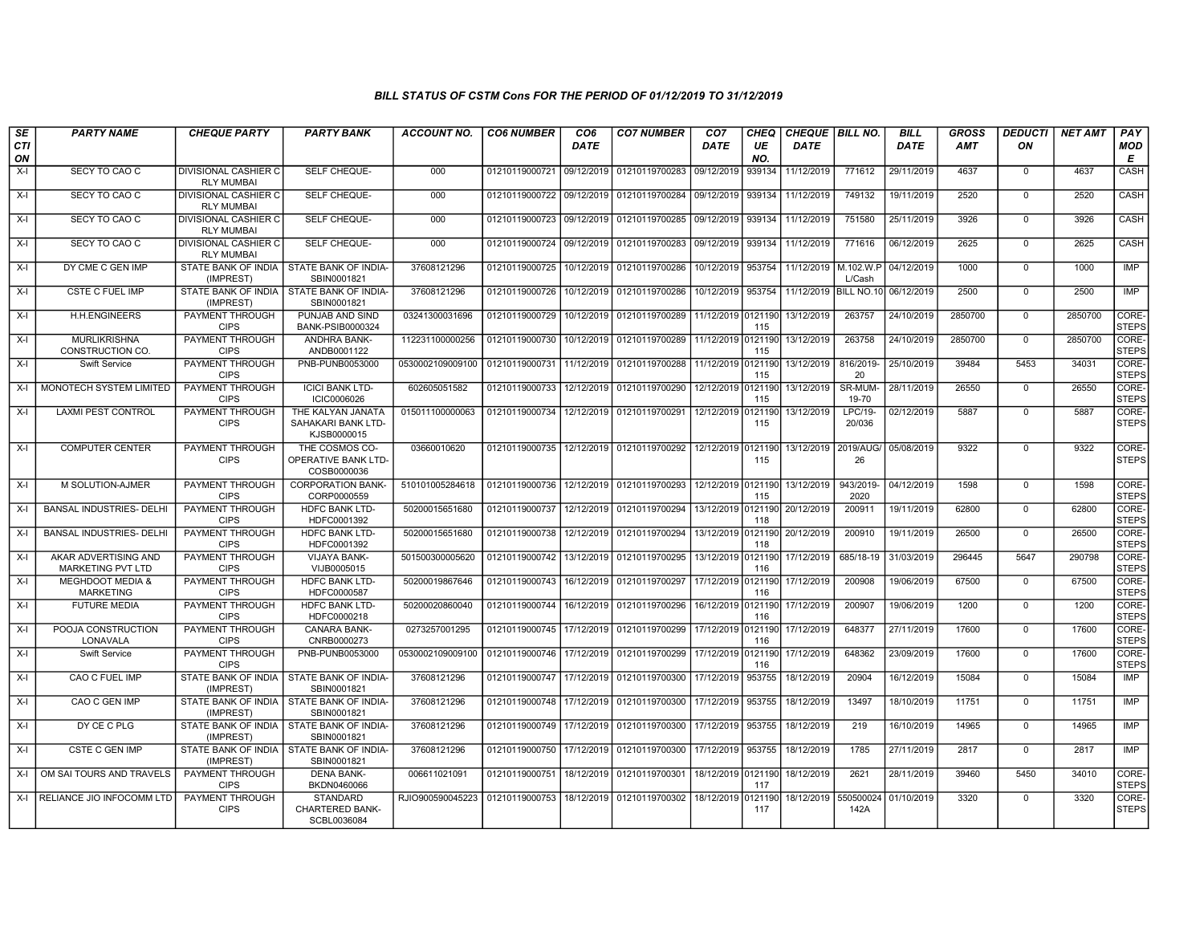### BILL STATUS OF CSTM Cons FOR THE PERIOD OF 01/12/2019 TO 31/12/2019

| SECTION | PARTY NAME | CHEQUE PARTY | PARTY BANK | ACCOUNT NO. | CO6 NUMBER | CO6 DATE | CO7 NUMBER | CO7 DATE | CHEQUE NO. | CHEQUE DATE | BILL NO. | BILL DATE | GROSS AMT | DEDUCTION | NET AMT | PAY MODE |
|---|---|---|---|---|---|---|---|---|---|---|---|---|---|---|---|---|
| X-I | SECY TO CAO C | DIVISIONAL CASHIER C RLY MUMBAI | SELF CHEQUE- | 000 | 01210119000721 | 09/12/2019 | 01210119700283 | 09/12/2019 | 939134 | 11/12/2019 | 771612 | 29/11/2019 | 4637 | 0 | 4637 | CASH |
| X-I | SECY TO CAO C | DIVISIONAL CASHIER C RLY MUMBAI | SELF CHEQUE- | 000 | 01210119000722 | 09/12/2019 | 01210119700284 | 09/12/2019 | 939134 | 11/12/2019 | 749132 | 19/11/2019 | 2520 | 0 | 2520 | CASH |
| X-I | SECY TO CAO C | DIVISIONAL CASHIER C RLY MUMBAI | SELF CHEQUE- | 000 | 01210119000723 | 09/12/2019 | 01210119700285 | 09/12/2019 | 939134 | 11/12/2019 | 751580 | 25/11/2019 | 3926 | 0 | 3926 | CASH |
| X-I | SECY TO CAO C | DIVISIONAL CASHIER C RLY MUMBAI | SELF CHEQUE- | 000 | 01210119000724 | 09/12/2019 | 01210119700283 | 09/12/2019 | 939134 | 11/12/2019 | 771616 | 06/12/2019 | 2625 | 0 | 2625 | CASH |
| X-I | DY CME C GEN IMP | STATE BANK OF INDIA (IMPREST) | STATE BANK OF INDIA-SBIN0001821 | 37608121296 | 01210119000725 | 10/12/2019 | 01210119700286 | 10/12/2019 | 953754 | 11/12/2019 | M.102.W.P L/Cash | 04/12/2019 | 1000 | 0 | 1000 | IMP |
| X-I | CSTE C FUEL IMP | STATE BANK OF INDIA (IMPREST) | STATE BANK OF INDIA-SBIN0001821 | 37608121296 | 01210119000726 | 10/12/2019 | 01210119700286 | 10/12/2019 | 953754 | 11/12/2019 | BILL NO.10 | 06/12/2019 | 2500 | 0 | 2500 | IMP |
| X-I | H.H.ENGINEERS | PAYMENT THROUGH CIPS | PUNJAB AND SIND BANK-PSIB0000324 | 03241300031696 | 01210119000729 | 10/12/2019 | 01210119700289 | 11/12/2019 | 0121190115 | 13/12/2019 | 263757 | 24/10/2019 | 2850700 | 0 | 2850700 | CORE-STEPS |
| X-I | MURLIKRISHNA CONSTRUCTION CO. | PAYMENT THROUGH CIPS | ANDHRA BANK-ANDB0001122 | 112231100000256 | 01210119000730 | 10/12/2019 | 01210119700289 | 11/12/2019 | 0121190115 | 13/12/2019 | 263758 | 24/10/2019 | 2850700 | 0 | 2850700 | CORE-STEPS |
| X-I | Swift Service | PAYMENT THROUGH CIPS | PNB-PUNB0053000 | 0530002109009100 | 01210119000731 | 11/12/2019 | 01210119700288 | 11/12/2019 | 0121190115 | 13/12/2019 | 816/2019-20 | 25/10/2019 | 39484 | 5453 | 34031 | CORE-STEPS |
| X-I | MONOTECH SYSTEM LIMITED | PAYMENT THROUGH CIPS | ICICI BANK LTD-ICIC0006026 | 602605051582 | 01210119000733 | 12/12/2019 | 01210119700290 | 12/12/2019 | 0121190115 | 13/12/2019 | SR-MUM-19-70 | 28/11/2019 | 26550 | 0 | 26550 | CORE-STEPS |
| X-I | LAXMI PEST CONTROL | PAYMENT THROUGH CIPS | THE KALYAN JANATA SAHAKARI BANK LTD-KJSB0000015 | 015011100000063 | 01210119000734 | 12/12/2019 | 01210119700291 | 12/12/2019 | 0121190115 | 13/12/2019 | LPC/19-20/036 | 02/12/2019 | 5887 | 0 | 5887 | CORE-STEPS |
| X-I | COMPUTER CENTER | PAYMENT THROUGH CIPS | THE COSMOS CO-OPERATIVE BANK LTD-COSB0000036 | 03660010620 | 01210119000735 | 12/12/2019 | 01210119700292 | 12/12/2019 | 0121190115 | 13/12/2019 | 2019/AUG/26 | 05/08/2019 | 9322 | 0 | 9322 | CORE-STEPS |
| X-I | M SOLUTION-AJMER | PAYMENT THROUGH CIPS | CORPORATION BANK-CORP0000559 | 510101005284618 | 01210119000736 | 12/12/2019 | 01210119700293 | 12/12/2019 | 0121190115 | 13/12/2019 | 943/2019-2020 | 04/12/2019 | 1598 | 0 | 1598 | CORE-STEPS |
| X-I | BANSAL INDUSTRIES- DELHI | PAYMENT THROUGH CIPS | HDFC BANK LTD-HDFC0001392 | 50200015651680 | 01210119000737 | 12/12/2019 | 01210119700294 | 13/12/2019 | 0121190118 | 20/12/2019 | 200911 | 19/11/2019 | 62800 | 0 | 62800 | CORE-STEPS |
| X-I | BANSAL INDUSTRIES- DELHI | PAYMENT THROUGH CIPS | HDFC BANK LTD-HDFC0001392 | 50200015651680 | 01210119000738 | 12/12/2019 | 01210119700294 | 13/12/2019 | 0121190118 | 20/12/2019 | 200910 | 19/11/2019 | 26500 | 0 | 26500 | CORE-STEPS |
| X-I | AKAR ADVERTISING AND MARKETING PVT LTD | PAYMENT THROUGH CIPS | VIJAYA BANK-VIJB0005015 | 501500300005620 | 01210119000742 | 13/12/2019 | 01210119700295 | 13/12/2019 | 0121190116 | 17/12/2019 | 685/18-19 | 31/03/2019 | 296445 | 5647 | 290798 | CORE-STEPS |
| X-I | MEGHDOOT MEDIA & MARKETING | PAYMENT THROUGH CIPS | HDFC BANK LTD-HDFC0000587 | 50200019867646 | 01210119000743 | 16/12/2019 | 01210119700297 | 17/12/2019 | 0121190116 | 17/12/2019 | 200908 | 19/06/2019 | 67500 | 0 | 67500 | CORE-STEPS |
| X-I | FUTURE MEDIA | PAYMENT THROUGH CIPS | HDFC BANK LTD-HDFC0000218 | 50200020860040 | 01210119000744 | 16/12/2019 | 01210119700296 | 16/12/2019 | 0121190116 | 17/12/2019 | 200907 | 19/06/2019 | 1200 | 0 | 1200 | CORE-STEPS |
| X-I | POOJA CONSTRUCTION LONAVALA | PAYMENT THROUGH CIPS | CANARA BANK-CNRB0000273 | 0273257001295 | 01210119000745 | 17/12/2019 | 01210119700299 | 17/12/2019 | 0121190116 | 17/12/2019 | 648377 | 27/11/2019 | 17600 | 0 | 17600 | CORE-STEPS |
| X-I | Swift Service | PAYMENT THROUGH CIPS | PNB-PUNB0053000 | 0530002109009100 | 01210119000746 | 17/12/2019 | 01210119700299 | 17/12/2019 | 0121190116 | 17/12/2019 | 648362 | 23/09/2019 | 17600 | 0 | 17600 | CORE-STEPS |
| X-I | CAO C FUEL IMP | STATE BANK OF INDIA (IMPREST) | STATE BANK OF INDIA-SBIN0001821 | 37608121296 | 01210119000747 | 17/12/2019 | 01210119700300 | 17/12/2019 | 953755 | 18/12/2019 | 20904 | 16/12/2019 | 15084 | 0 | 15084 | IMP |
| X-I | CAO C GEN IMP | STATE BANK OF INDIA (IMPREST) | STATE BANK OF INDIA-SBIN0001821 | 37608121296 | 01210119000748 | 17/12/2019 | 01210119700300 | 17/12/2019 | 953755 | 18/12/2019 | 13497 | 18/10/2019 | 11751 | 0 | 11751 | IMP |
| X-I | DY CE C PLG | STATE BANK OF INDIA (IMPREST) | STATE BANK OF INDIA-SBIN0001821 | 37608121296 | 01210119000749 | 17/12/2019 | 01210119700300 | 17/12/2019 | 953755 | 18/12/2019 | 219 | 16/10/2019 | 14965 | 0 | 14965 | IMP |
| X-I | CSTE C GEN IMP | STATE BANK OF INDIA (IMPREST) | STATE BANK OF INDIA-SBIN0001821 | 37608121296 | 01210119000750 | 17/12/2019 | 01210119700300 | 17/12/2019 | 953755 | 18/12/2019 | 1785 | 27/11/2019 | 2817 | 0 | 2817 | IMP |
| X-I | OM SAI TOURS AND TRAVELS | PAYMENT THROUGH CIPS | DENA BANK-BKDN0460066 | 006611021091 | 01210119000751 | 18/12/2019 | 01210119700301 | 18/12/2019 | 0121190117 | 18/12/2019 | 2621 | 28/11/2019 | 39460 | 5450 | 34010 | CORE-STEPS |
| X-I | RELIANCE JIO INFOCOMM LTD | PAYMENT THROUGH CIPS | STANDARD CHARTERED BANK-SCBL0036084 | RJIO900590045223 | 01210119000753 | 18/12/2019 | 01210119700302 | 18/12/2019 | 0121190117 | 18/12/2019 | 550500024142A | 01/10/2019 | 3320 | 0 | 3320 | CORE-STEPS |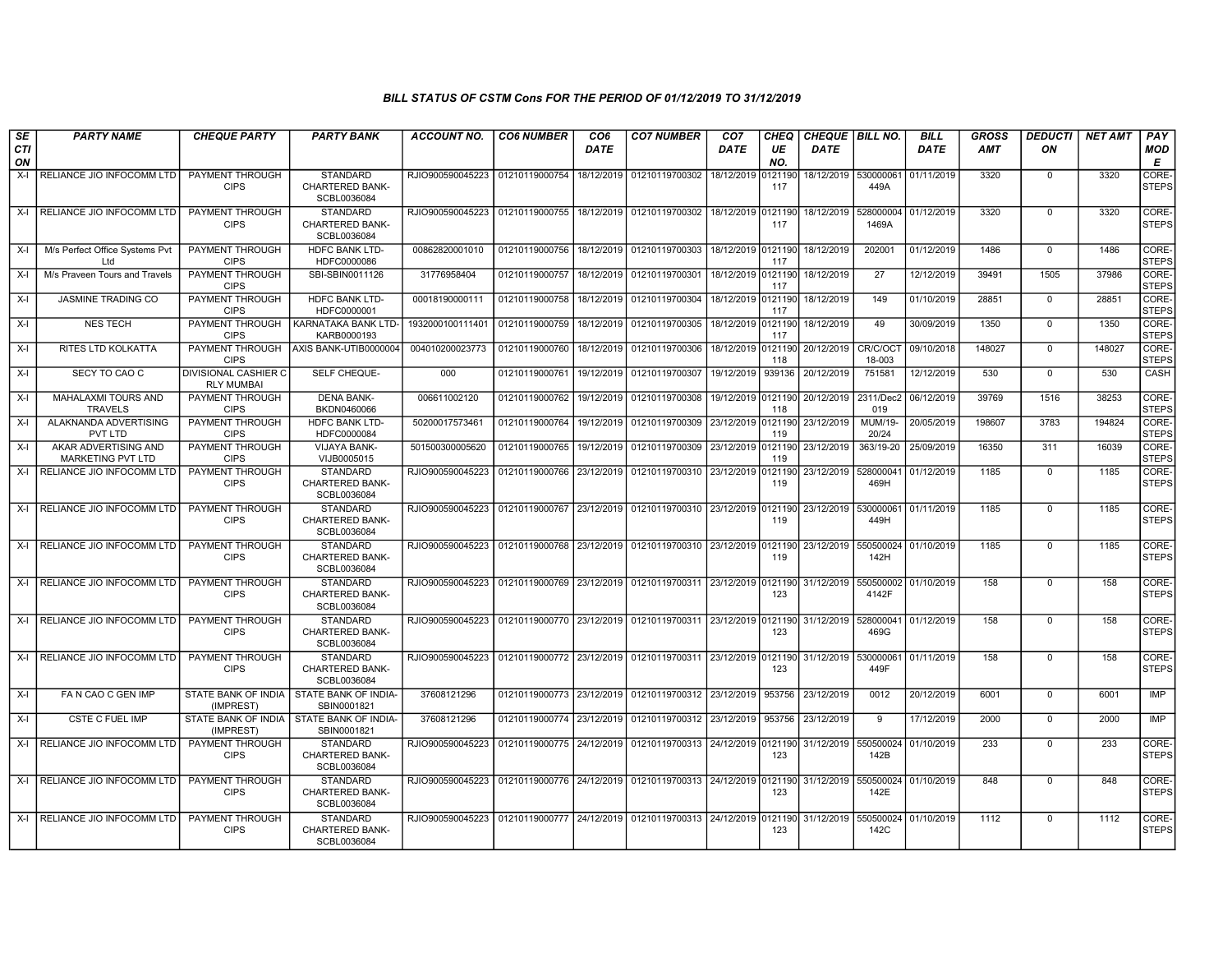### BILL STATUS OF CSTM Cons FOR THE PERIOD OF 01/12/2019 TO 31/12/2019

| SECTION | PARTY NAME | CHEQUE PARTY | PARTY BANK | ACCOUNT NO. | CO6 NUMBER | CO6 DATE | CO7 NUMBER | CO7 DATE | CHEQUE NO. | CHEQUE DATE | BILL NO. | BILL DATE | GROSS AMT | DEDUCTION | NET AMT | PAY MODE |
|---|---|---|---|---|---|---|---|---|---|---|---|---|---|---|---|---|
| X-I | RELIANCE JIO INFOCOMM LTD | PAYMENT THROUGH CIPS | STANDARD CHARTERED BANK-SCBL0036084 | RJIO900590045223 | 01210119000754 | 18/12/2019 | 01210119700302 | 18/12/2019 | 0121190117 | 18/12/2019 | 530000061449A | 01/11/2019 | 3320 | 0 | 3320 | CORE-STEPS |
| X-I | RELIANCE JIO INFOCOMM LTD | PAYMENT THROUGH CIPS | STANDARD CHARTERED BANK-SCBL0036084 | RJIO900590045223 | 01210119000755 | 18/12/2019 | 01210119700302 | 18/12/2019 | 0121190117 | 18/12/2019 | 5280000041469A | 01/12/2019 | 3320 | 0 | 3320 | CORE-STEPS |
| X-I | M/s Perfect Office Systems Pvt Ltd | PAYMENT THROUGH CIPS | HDFC BANK LTD-HDFC0000086 | 00862820001010 | 01210119000756 | 18/12/2019 | 01210119700303 | 18/12/2019 | 0121190117 | 18/12/2019 | 202001 | 01/12/2019 | 1486 | 0 | 1486 | CORE-STEPS |
| X-I | M/s Praveen Tours and Travels | PAYMENT THROUGH CIPS | SBI-SBIN0011126 | 31776958404 | 01210119000757 | 18/12/2019 | 01210119700301 | 18/12/2019 | 0121190117 | 18/12/2019 | 27 | 12/12/2019 | 39491 | 1505 | 37986 | CORE-STEPS |
| X-I | JASMINE TRADING CO | PAYMENT THROUGH CIPS | HDFC BANK LTD-HDFC0000001 | 00018190000111 | 01210119000758 | 18/12/2019 | 01210119700304 | 18/12/2019 | 0121190117 | 18/12/2019 | 149 | 01/10/2019 | 28851 | 0 | 28851 | CORE-STEPS |
| X-I | NES TECH | PAYMENT THROUGH CIPS | KARNATAKA BANK LTD-KARB0000193 | 1932000100111401 | 01210119000759 | 18/12/2019 | 01210119700305 | 18/12/2019 | 0121190117 | 18/12/2019 | 49 | 30/09/2019 | 1350 | 0 | 1350 | CORE-STEPS |
| X-I | RITES LTD KOLKATTA | PAYMENT THROUGH CIPS | AXIS BANK-UTIB0000004 | 004010200023773 | 01210119000760 | 18/12/2019 | 01210119700306 | 18/12/2019 | 0121190118 | 20/12/2019 | CR/C/OCT18-003 | 09/10/2018 | 148027 | 0 | 148027 | CORE-STEPS |
| X-I | SECY TO CAO C | DIVISIONAL CASHIER C RLY MUMBAI | SELF CHEQUE- | 000 | 01210119000761 | 19/12/2019 | 01210119700307 | 19/12/2019 | 939136 | 20/12/2019 | 751581 | 12/12/2019 | 530 | 0 | 530 | CASH |
| X-I | MAHALAXMI TOURS AND TRAVELS | PAYMENT THROUGH CIPS | DENA BANK-BKDN0460066 | 006611002120 | 01210119000762 | 19/12/2019 | 01210119700308 | 19/12/2019 | 0121190118 | 20/12/2019 | 2311/Dec2019 | 06/12/2019 | 39769 | 1516 | 38253 | CORE-STEPS |
| X-I | ALAKNANDA ADVERTISING PVT LTD | PAYMENT THROUGH CIPS | HDFC BANK LTD-HDFC0000084 | 50200017573461 | 01210119000764 | 19/12/2019 | 01210119700309 | 23/12/2019 | 0121190119 | 23/12/2019 | MUM/19-20/24 | 20/05/2019 | 198607 | 3783 | 194824 | CORE-STEPS |
| X-I | AKAR ADVERTISING AND MARKETING PVT LTD | PAYMENT THROUGH CIPS | VIJAYA BANK-VIJB0005015 | 501500300005620 | 01210119000765 | 19/12/2019 | 01210119700309 | 23/12/2019 | 0121190119 | 23/12/2019 | 363/19-20 | 25/09/2019 | 16350 | 311 | 16039 | CORE-STEPS |
| X-I | RELIANCE JIO INFOCOMM LTD | PAYMENT THROUGH CIPS | STANDARD CHARTERED BANK-SCBL0036084 | RJIO900590045223 | 01210119000766 | 23/12/2019 | 01210119700310 | 23/12/2019 | 0121190119 | 23/12/2019 | 528000041469H | 01/12/2019 | 1185 | 0 | 1185 | CORE-STEPS |
| X-I | RELIANCE JIO INFOCOMM LTD | PAYMENT THROUGH CIPS | STANDARD CHARTERED BANK-SCBL0036084 | RJIO900590045223 | 01210119000767 | 23/12/2019 | 01210119700310 | 23/12/2019 | 0121190119 | 23/12/2019 | 530000061449H | 01/11/2019 | 1185 | 0 | 1185 | CORE-STEPS |
| X-I | RELIANCE JIO INFOCOMM LTD | PAYMENT THROUGH CIPS | STANDARD CHARTERED BANK-SCBL0036084 | RJIO900590045223 | 01210119000768 | 23/12/2019 | 01210119700310 | 23/12/2019 | 0121190119 | 23/12/2019 | 550500024142H | 01/10/2019 | 1185 | 0 | 1185 | CORE-STEPS |
| X-I | RELIANCE JIO INFOCOMM LTD | PAYMENT THROUGH CIPS | STANDARD CHARTERED BANK-SCBL0036084 | RJIO900590045223 | 01210119000769 | 23/12/2019 | 01210119700311 | 23/12/2019 | 0121190123 | 31/12/2019 | 5505000024142F | 01/10/2019 | 158 | 0 | 158 | CORE-STEPS |
| X-I | RELIANCE JIO INFOCOMM LTD | PAYMENT THROUGH CIPS | STANDARD CHARTERED BANK-SCBL0036084 | RJIO900590045223 | 01210119000770 | 23/12/2019 | 01210119700311 | 23/12/2019 | 0121190123 | 31/12/2019 | 528000041469G | 01/12/2019 | 158 | 0 | 158 | CORE-STEPS |
| X-I | RELIANCE JIO INFOCOMM LTD | PAYMENT THROUGH CIPS | STANDARD CHARTERED BANK-SCBL0036084 | RJIO900590045223 | 01210119000772 | 23/12/2019 | 01210119700311 | 23/12/2019 | 0121190123 | 31/12/2019 | 530000061449F | 01/11/2019 | 158 | 0 | 158 | CORE-STEPS |
| X-I | FA N CAO C GEN IMP | STATE BANK OF INDIA (IMPREST) | STATE BANK OF INDIA-SBIN0001821 | 37608121296 | 01210119000773 | 23/12/2019 | 01210119700312 | 23/12/2019 | 953756 | 23/12/2019 | 0012 | 20/12/2019 | 6001 | 0 | 6001 | IMP |
| X-I | CSTE C FUEL IMP | STATE BANK OF INDIA (IMPREST) | STATE BANK OF INDIA-SBIN0001821 | 37608121296 | 01210119000774 | 23/12/2019 | 01210119700312 | 23/12/2019 | 953756 | 23/12/2019 | 9 | 17/12/2019 | 2000 | 0 | 2000 | IMP |
| X-I | RELIANCE JIO INFOCOMM LTD | PAYMENT THROUGH CIPS | STANDARD CHARTERED BANK-SCBL0036084 | RJIO900590045223 | 01210119000775 | 24/12/2019 | 01210119700313 | 24/12/2019 | 0121190123 | 31/12/2019 | 550500024142B | 01/10/2019 | 233 | 0 | 233 | CORE-STEPS |
| X-I | RELIANCE JIO INFOCOMM LTD | PAYMENT THROUGH CIPS | STANDARD CHARTERED BANK-SCBL0036084 | RJIO900590045223 | 01210119000776 | 24/12/2019 | 01210119700313 | 24/12/2019 | 0121190123 | 31/12/2019 | 550500024142E | 01/10/2019 | 848 | 0 | 848 | CORE-STEPS |
| X-I | RELIANCE JIO INFOCOMM LTD | PAYMENT THROUGH CIPS | STANDARD CHARTERED BANK-SCBL0036084 | RJIO900590045223 | 01210119000777 | 24/12/2019 | 01210119700313 | 24/12/2019 | 0121190123 | 31/12/2019 | 550500024142C | 01/10/2019 | 1112 | 0 | 1112 | CORE-STEPS |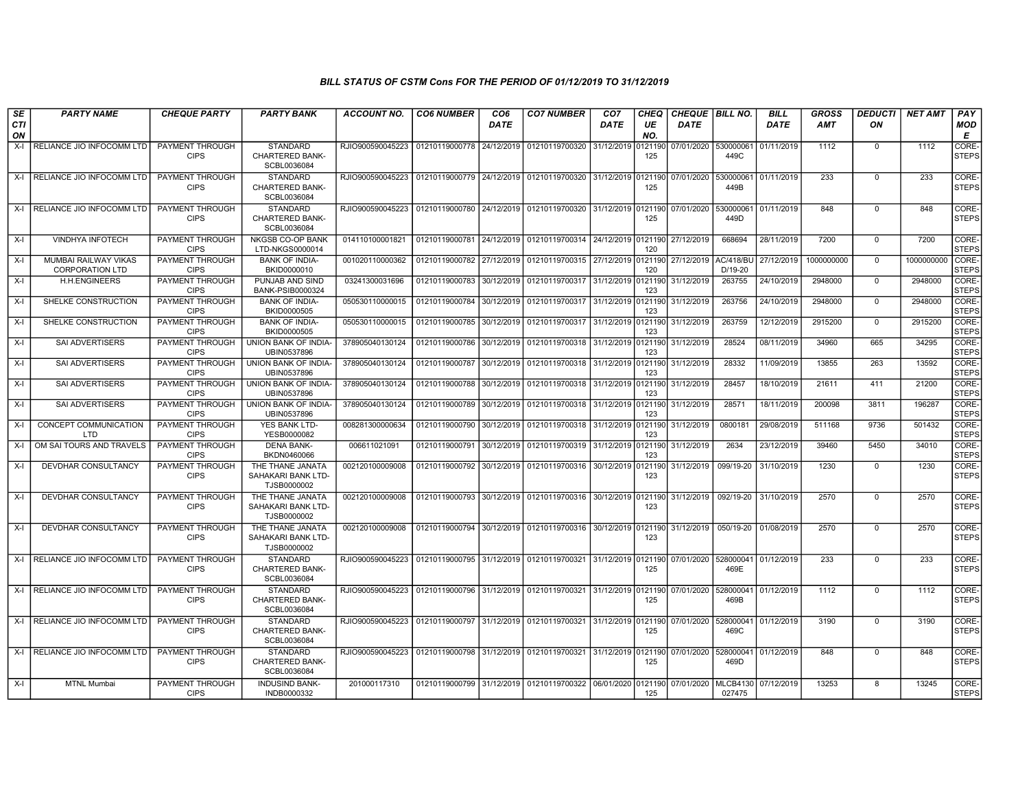### BILL STATUS OF CSTM Cons FOR THE PERIOD OF 01/12/2019 TO 31/12/2019

| SECTION | PARTY NAME | CHEQUE PARTY | PARTY BANK | ACCOUNT NO. | CO6 NUMBER | CO6 DATE | CO7 NUMBER | CO7 DATE | CHEQUE NO. | CHEQUE DATE | BILL NO. | BILL DATE | GROSS AMT | DEDUCTION | NET AMT | PAY MODE |
|---|---|---|---|---|---|---|---|---|---|---|---|---|---|---|---|---|
| X-I | RELIANCE JIO INFOCOMM LTD | PAYMENT THROUGH CIPS | STANDARD CHARTERED BANK-SCBL0036084 | RJIO900590045223 | 01210119000778 | 24/12/2019 | 01210119700320 | 31/12/2019 | 0121190125 | 07/01/2020 | 530000061449C | 01/11/2019 | 1112 | 0 | 1112 | CORE-STEPS |
| X-I | RELIANCE JIO INFOCOMM LTD | PAYMENT THROUGH CIPS | STANDARD CHARTERED BANK-SCBL0036084 | RJIO900590045223 | 01210119000779 | 24/12/2019 | 01210119700320 | 31/12/2019 | 0121190125 | 07/01/2020 | 530000061449B | 01/11/2019 | 233 | 0 | 233 | CORE-STEPS |
| X-I | RELIANCE JIO INFOCOMM LTD | PAYMENT THROUGH CIPS | STANDARD CHARTERED BANK-SCBL0036084 | RJIO900590045223 | 01210119000780 | 24/12/2019 | 01210119700320 | 31/12/2019 | 0121190125 | 07/01/2020 | 530000061449D | 01/11/2019 | 848 | 0 | 848 | CORE-STEPS |
| X-I | VINDHYA INFOTECH | PAYMENT THROUGH CIPS | NKGSB CO-OP BANK LTD-NKGS0000014 | 014110100001821 | 01210119000781 | 24/12/2019 | 01210119700314 | 24/12/2019 | 0121190120 | 27/12/2019 | 668694 | 28/11/2019 | 7200 | 0 | 7200 | CORE-STEPS |
| X-I | MUMBAI RAILWAY VIKAS CORPORATION LTD | PAYMENT THROUGH CIPS | BANK OF INDIA-BKID0000010 | 001020110000362 | 01210119000782 | 27/12/2019 | 01210119700315 | 27/12/2019 | 0121190120 | 27/12/2019 | AC/418/BUD/19-20 | 27/12/2019 | 1000000000 | 0 | 1000000000 | CORE-STEPS |
| X-I | H.H.ENGINEERS | PAYMENT THROUGH CIPS | PUNJAB AND SIND BANK-PSIB0000324 | 03241300031696 | 01210119000783 | 30/12/2019 | 01210119700317 | 31/12/2019 | 0121190123 | 31/12/2019 | 263755 | 24/10/2019 | 2948000 | 0 | 2948000 | CORE-STEPS |
| X-I | SHELKE CONSTRUCTION | PAYMENT THROUGH CIPS | BANK OF INDIA-BKID0000505 | 050530110000015 | 01210119000784 | 30/12/2019 | 01210119700317 | 31/12/2019 | 0121190123 | 31/12/2019 | 263756 | 24/10/2019 | 2948000 | 0 | 2948000 | CORE-STEPS |
| X-I | SHELKE CONSTRUCTION | PAYMENT THROUGH CIPS | BANK OF INDIA-BKID0000505 | 050530110000015 | 01210119000785 | 30/12/2019 | 01210119700317 | 31/12/2019 | 0121190123 | 31/12/2019 | 263759 | 12/12/2019 | 2915200 | 0 | 2915200 | CORE-STEPS |
| X-I | SAI ADVERTISERS | PAYMENT THROUGH CIPS | UNION BANK OF INDIA-UBIN0537896 | 378905040130124 | 01210119000786 | 30/12/2019 | 01210119700318 | 31/12/2019 | 0121190123 | 31/12/2019 | 28524 | 08/11/2019 | 34960 | 665 | 34295 | CORE-STEPS |
| X-I | SAI ADVERTISERS | PAYMENT THROUGH CIPS | UNION BANK OF INDIA-UBIN0537896 | 378905040130124 | 01210119000787 | 30/12/2019 | 01210119700318 | 31/12/2019 | 0121190123 | 31/12/2019 | 28332 | 11/09/2019 | 13855 | 263 | 13592 | CORE-STEPS |
| X-I | SAI ADVERTISERS | PAYMENT THROUGH CIPS | UNION BANK OF INDIA-UBIN0537896 | 378905040130124 | 01210119000788 | 30/12/2019 | 01210119700318 | 31/12/2019 | 0121190123 | 31/12/2019 | 28457 | 18/10/2019 | 21611 | 411 | 21200 | CORE-STEPS |
| X-I | SAI ADVERTISERS | PAYMENT THROUGH CIPS | UNION BANK OF INDIA-UBIN0537896 | 378905040130124 | 01210119000789 | 30/12/2019 | 01210119700318 | 31/12/2019 | 0121190123 | 31/12/2019 | 28571 | 18/11/2019 | 200098 | 3811 | 196287 | CORE-STEPS |
| X-I | CONCEPT COMMUNICATION LTD | PAYMENT THROUGH CIPS | YES BANK LTD-YESB0000082 | 008281300000634 | 01210119000790 | 30/12/2019 | 01210119700318 | 31/12/2019 | 0121190123 | 31/12/2019 | 0800181 | 29/08/2019 | 511168 | 9736 | 501432 | CORE-STEPS |
| X-I | OM SAI TOURS AND TRAVELS | PAYMENT THROUGH CIPS | DENA BANK-BKDN0460066 | 006611021091 | 01210119000791 | 30/12/2019 | 01210119700319 | 31/12/2019 | 0121190123 | 31/12/2019 | 2634 | 23/12/2019 | 39460 | 5450 | 34010 | CORE-STEPS |
| X-I | DEVDHAR CONSULTANCY | PAYMENT THROUGH CIPS | THE THANE JANATA SAHAKARI BANK LTD-TJSB0000002 | 002120100009008 | 01210119000792 | 30/12/2019 | 01210119700316 | 30/12/2019 | 0121190123 | 31/12/2019 | 099/19-20 | 31/10/2019 | 1230 | 0 | 1230 | CORE-STEPS |
| X-I | DEVDHAR CONSULTANCY | PAYMENT THROUGH CIPS | THE THANE JANATA SAHAKARI BANK LTD-TJSB0000002 | 002120100009008 | 01210119000793 | 30/12/2019 | 01210119700316 | 30/12/2019 | 0121190123 | 31/12/2019 | 092/19-20 | 31/10/2019 | 2570 | 0 | 2570 | CORE-STEPS |
| X-I | DEVDHAR CONSULTANCY | PAYMENT THROUGH CIPS | THE THANE JANATA SAHAKARI BANK LTD-TJSB0000002 | 002120100009008 | 01210119000794 | 30/12/2019 | 01210119700316 | 30/12/2019 | 0121190123 | 31/12/2019 | 050/19-20 | 01/08/2019 | 2570 | 0 | 2570 | CORE-STEPS |
| X-I | RELIANCE JIO INFOCOMM LTD | PAYMENT THROUGH CIPS | STANDARD CHARTERED BANK-SCBL0036084 | RJIO900590045223 | 01210119000795 | 31/12/2019 | 01210119700321 | 31/12/2019 | 0121190125 | 07/01/2020 | 528000041469E | 01/12/2019 | 233 | 0 | 233 | CORE-STEPS |
| X-I | RELIANCE JIO INFOCOMM LTD | PAYMENT THROUGH CIPS | STANDARD CHARTERED BANK-SCBL0036084 | RJIO900590045223 | 01210119000796 | 31/12/2019 | 01210119700321 | 31/12/2019 | 0121190125 | 07/01/2020 | 528000041469B | 01/12/2019 | 1112 | 0 | 1112 | CORE-STEPS |
| X-I | RELIANCE JIO INFOCOMM LTD | PAYMENT THROUGH CIPS | STANDARD CHARTERED BANK-SCBL0036084 | RJIO900590045223 | 01210119000797 | 31/12/2019 | 01210119700321 | 31/12/2019 | 0121190125 | 07/01/2020 | 528000041469C | 01/12/2019 | 3190 | 0 | 3190 | CORE-STEPS |
| X-I | RELIANCE JIO INFOCOMM LTD | PAYMENT THROUGH CIPS | STANDARD CHARTERED BANK-SCBL0036084 | RJIO900590045223 | 01210119000798 | 31/12/2019 | 01210119700321 | 31/12/2019 | 0121190125 | 07/01/2020 | 528000041469D | 01/12/2019 | 848 | 0 | 848 | CORE-STEPS |
| X-I | MTNL Mumbai | PAYMENT THROUGH CIPS | INDUSIND BANK-INDB0000332 | 201000117310 | 01210119000799 | 31/12/2019 | 01210119700322 | 06/01/2020 | 0121190125 | 07/01/2020 | MLCB4130027475 | 07/12/2019 | 13253 | 8 | 13245 | CORE-STEPS |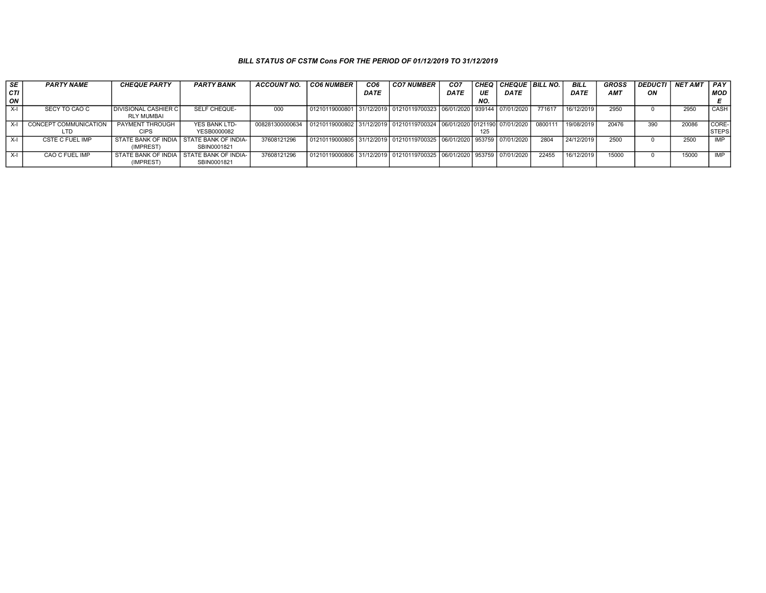***BILL STATUS OF CSTM Cons FOR THE PERIOD OF 01/12/2019 TO 31/12/2019***

| ***SECTION*** | ***PARTY NAME*** | ***CHEQUE PARTY*** | ***PARTY BANK*** | ***ACCOUNT NO.*** | ***CO6 NUMBER*** | ***CO6 DATE*** | ***CO7 NUMBER*** | ***CO7 DATE*** | ***CHEQUE NO.*** | ***CHEQUE DATE*** | ***BILL NO.*** | ***BILL DATE*** | ***GROSS AMT*** | ***DEDUCTION*** | ***NET AMT*** | ***PAY MODE*** |
|---|---|---|---|---|---|---|---|---|---|---|---|---|---|---|---|---|
| X-I | SECY TO CAO C | DIVISIONAL CASHIER C RLY MUMBAI | SELF CHEQUE- | 000 | 01210119000801 | 31/12/2019 | 01210119700323 | 06/01/2020 | 939144 | 07/01/2020 | 771617 | 16/12/2019 | 2950 | 0 | 2950 | CASH |
| X-I | CONCEPT COMMUNICATION LTD | PAYMENT THROUGH CIPS | YES BANK LTD-YESB0000082 | 008281300000634 | 01210119000802 | 31/12/2019 | 01210119700324 | 06/01/2020 | 0121190125 | 07/01/2020 | 0800111 | 19/08/2019 | 20476 | 390 | 20086 | CORE-STEPS |
| X-I | CSTE C FUEL IMP | STATE BANK OF INDIA (IMPREST) | STATE BANK OF INDIA-SBIN0001821 | 37608121296 | 01210119000805 | 31/12/2019 | 01210119700325 | 06/01/2020 | 953759 | 07/01/2020 | 2804 | 24/12/2019 | 2500 | 0 | 2500 | IMP |
| X-I | CAO C FUEL IMP | STATE BANK OF INDIA (IMPREST) | STATE BANK OF INDIA-SBIN0001821 | 37608121296 | 01210119000806 | 31/12/2019 | 01210119700325 | 06/01/2020 | 953759 | 07/01/2020 | 22455 | 16/12/2019 | 15000 | 0 | 15000 | IMP |